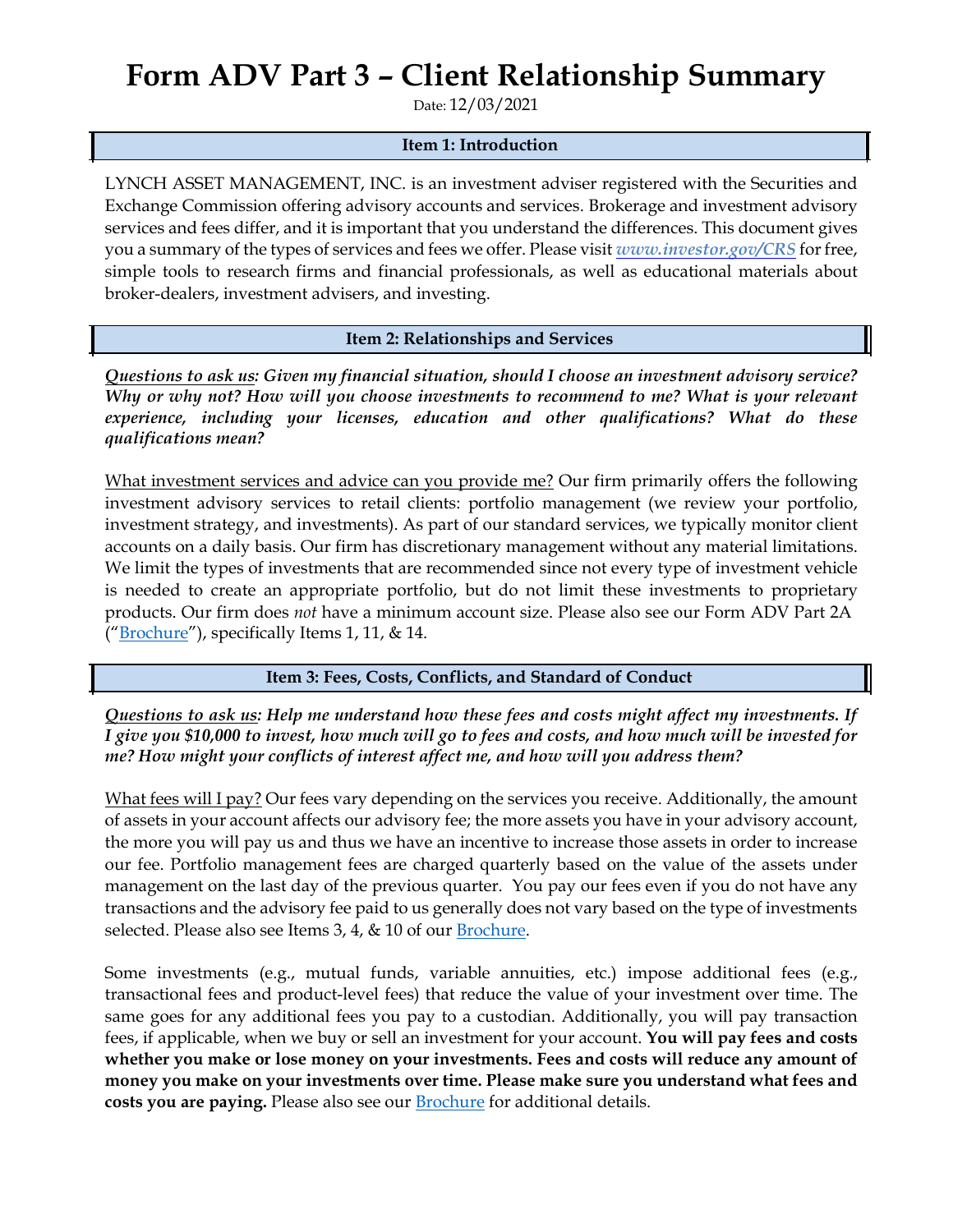# Form ADV Part 3 – Client Relationship Summary

Date: 12/03/2021

## Item 1: Introduction

LYNCH ASSET MANAGEMENT, INC. is an investment adviser registered with the Securities and Exchange Commission offering advisory accounts and services. Brokerage and investment advisory services and fees differ, and it is important that you understand the differences. This document gives you a summary of the types of services and fees we offer. Please visit ***www.investor.gov/CRS*** for free, simple tools to research firms and financial professionals, as well as educational materials about broker-dealers, investment advisers, and investing.

## Item 2: Relationships and Services

***Questions to ask us: Given my financial situation, should I choose an investment advisory service? Why or why not? How will you choose investments to recommend to me? What is your relevant experience, including your licenses, education and other qualifications? What do these qualifications mean?***

What investment services and advice can you provide me? Our firm primarily offers the following investment advisory services to retail clients: portfolio management (we review your portfolio, investment strategy, and investments). As part of our standard services, we typically monitor client accounts on a daily basis. Our firm has discretionary management without any material limitations. We limit the types of investments that are recommended since not every type of investment vehicle is needed to create an appropriate portfolio, but do not limit these investments to proprietary products. Our firm does *not* have a minimum account size. Please also see our Form ADV Part 2A ("Brochure"), specifically Items 1, 11, & 14.

## Item 3: Fees, Costs, Conflicts, and Standard of Conduct

***Questions to ask us: Help me understand how these fees and costs might affect my investments. If I give you $10,000 to invest, how much will go to fees and costs, and how much will be invested for me? How might your conflicts of interest affect me, and how will you address them?***

What fees will I pay? Our fees vary depending on the services you receive. Additionally, the amount of assets in your account affects our advisory fee; the more assets you have in your advisory account, the more you will pay us and thus we have an incentive to increase those assets in order to increase our fee. Portfolio management fees are charged quarterly based on the value of the assets under management on the last day of the previous quarter. You pay our fees even if you do not have any transactions and the advisory fee paid to us generally does not vary based on the type of investments selected. Please also see Items 3, 4, & 10 of our Brochure.

Some investments (e.g., mutual funds, variable annuities, etc.) impose additional fees (e.g., transactional fees and product-level fees) that reduce the value of your investment over time. The same goes for any additional fees you pay to a custodian. Additionally, you will pay transaction fees, if applicable, when we buy or sell an investment for your account. **You will pay fees and costs whether you make or lose money on your investments. Fees and costs will reduce any amount of money you make on your investments over time. Please make sure you understand what fees and costs you are paying.** Please also see our Brochure for additional details.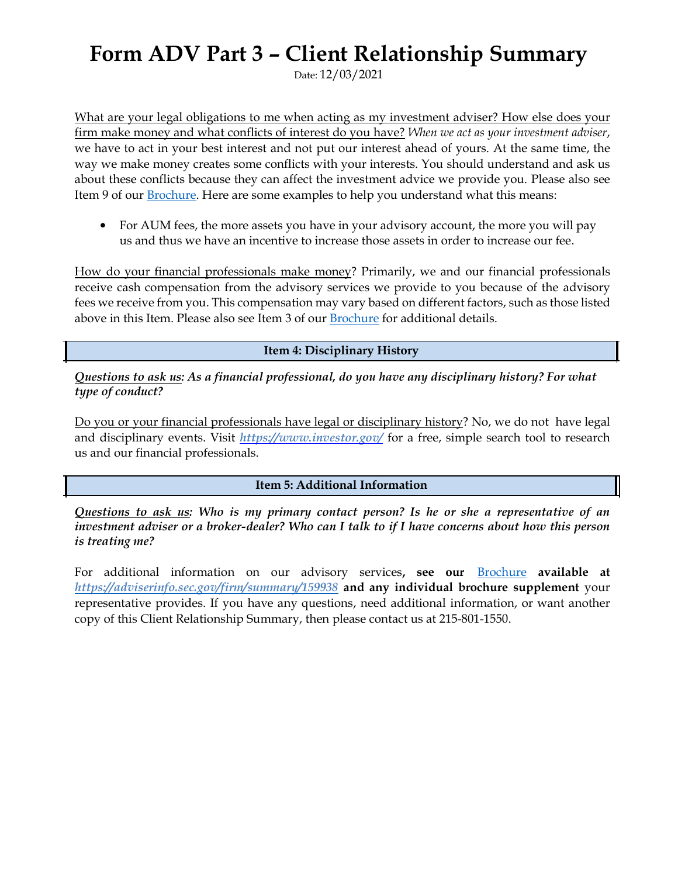# Form ADV Part 3 – Client Relationship Summary

Date: 12/03/2021

What are your legal obligations to me when acting as my investment adviser? How else does your firm make money and what conflicts of interest do you have? *When we act as your investment adviser*, we have to act in your best interest and not put our interest ahead of yours. At the same time, the way we make money creates some conflicts with your interests. You should understand and ask us about these conflicts because they can affect the investment advice we provide you. Please also see Item 9 of our Brochure. Here are some examples to help you understand what this means:

- For AUM fees, the more assets you have in your advisory account, the more you will pay us and thus we have an incentive to increase those assets in order to increase our fee.

How do your financial professionals make money? Primarily, we and our financial professionals receive cash compensation from the advisory services we provide to you because of the advisory fees we receive from you. This compensation may vary based on different factors, such as those listed above in this Item. Please also see Item 3 of our Brochure for additional details.

## Item 4: Disciplinary History

***Questions to ask us: As a financial professional, do you have any disciplinary history? For what type of conduct?***

Do you or your financial professionals have legal or disciplinary history? No, we do not have legal and disciplinary events. Visit ***https://www.investor.gov/*** for a free, simple search tool to research us and our financial professionals.

## Item 5: Additional Information

***Questions to ask us: Who is my primary contact person? Is he or she a representative of an investment adviser or a broker-dealer? Who can I talk to if I have concerns about how this person is treating me?***

For additional information on our advisory services**, see our** Brochure **available at** ***https://adviserinfo.sec.gov/firm/summary/159938*** **and any individual brochure supplement** your representative provides. If you have any questions, need additional information, or want another copy of this Client Relationship Summary, then please contact us at 215-801-1550.